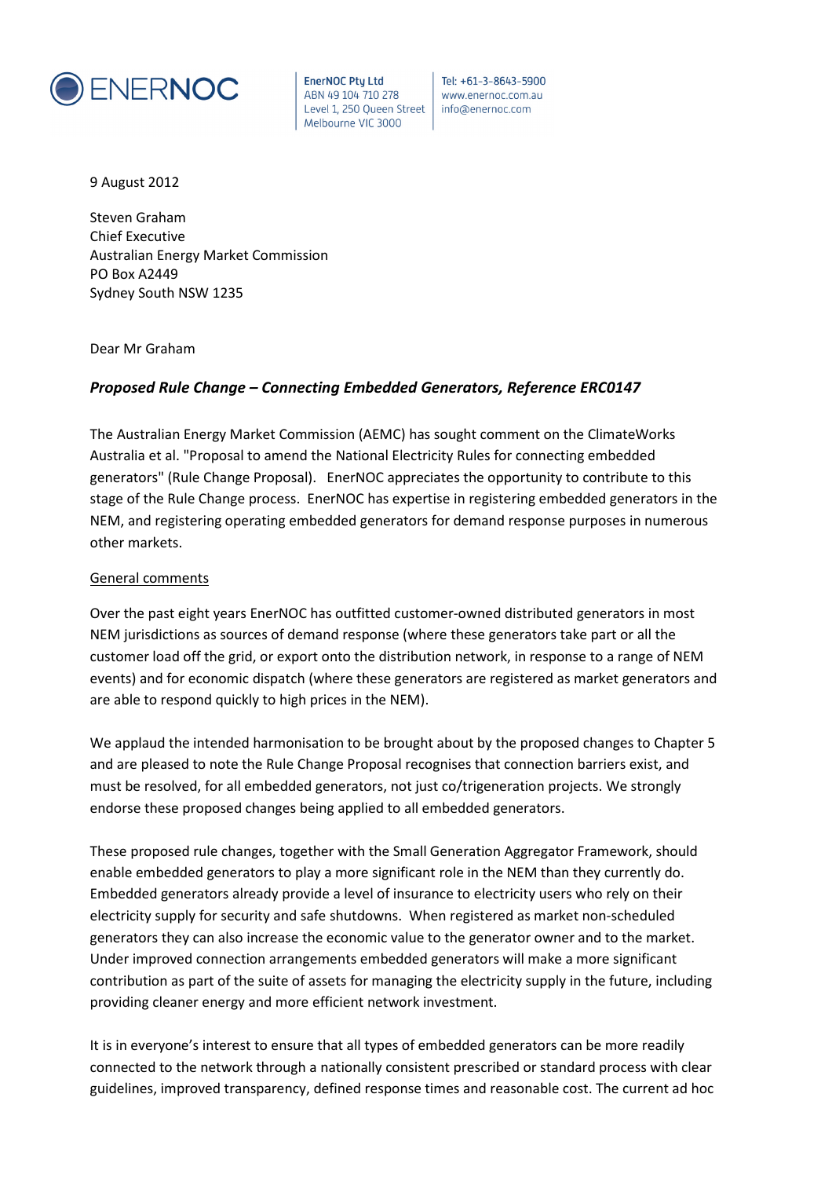ENERNOC

EnerNOC Pty Ltd
ABN 49 104 710 278
Level 1, 250 Queen Street
Melbourne VIC 3000

Tel: +61-3-8643-5900
www.enernoc.com.au
info@enernoc.com

9 August 2012

Steven Graham
Chief Executive
Australian Energy Market Commission
PO Box A2449
Sydney South NSW 1235

Dear Mr Graham

***Proposed Rule Change – Connecting Embedded Generators, Reference ERC0147***

The Australian Energy Market Commission (AEMC) has sought comment on the ClimateWorks Australia et al. "Proposal to amend the National Electricity Rules for connecting embedded generators" (Rule Change Proposal). EnerNOC appreciates the opportunity to contribute to this stage of the Rule Change process. EnerNOC has expertise in registering embedded generators in the NEM, and registering operating embedded generators for demand response purposes in numerous other markets.

General comments

Over the past eight years EnerNOC has outfitted customer-owned distributed generators in most NEM jurisdictions as sources of demand response (where these generators take part or all the customer load off the grid, or export onto the distribution network, in response to a range of NEM events) and for economic dispatch (where these generators are registered as market generators and are able to respond quickly to high prices in the NEM).

We applaud the intended harmonisation to be brought about by the proposed changes to Chapter 5 and are pleased to note the Rule Change Proposal recognises that connection barriers exist, and must be resolved, for all embedded generators, not just co/trigeneration projects. We strongly endorse these proposed changes being applied to all embedded generators.

These proposed rule changes, together with the Small Generation Aggregator Framework, should enable embedded generators to play a more significant role in the NEM than they currently do. Embedded generators already provide a level of insurance to electricity users who rely on their electricity supply for security and safe shutdowns. When registered as market non-scheduled generators they can also increase the economic value to the generator owner and to the market. Under improved connection arrangements embedded generators will make a more significant contribution as part of the suite of assets for managing the electricity supply in the future, including providing cleaner energy and more efficient network investment.

It is in everyone's interest to ensure that all types of embedded generators can be more readily connected to the network through a nationally consistent prescribed or standard process with clear guidelines, improved transparency, defined response times and reasonable cost. The current ad hoc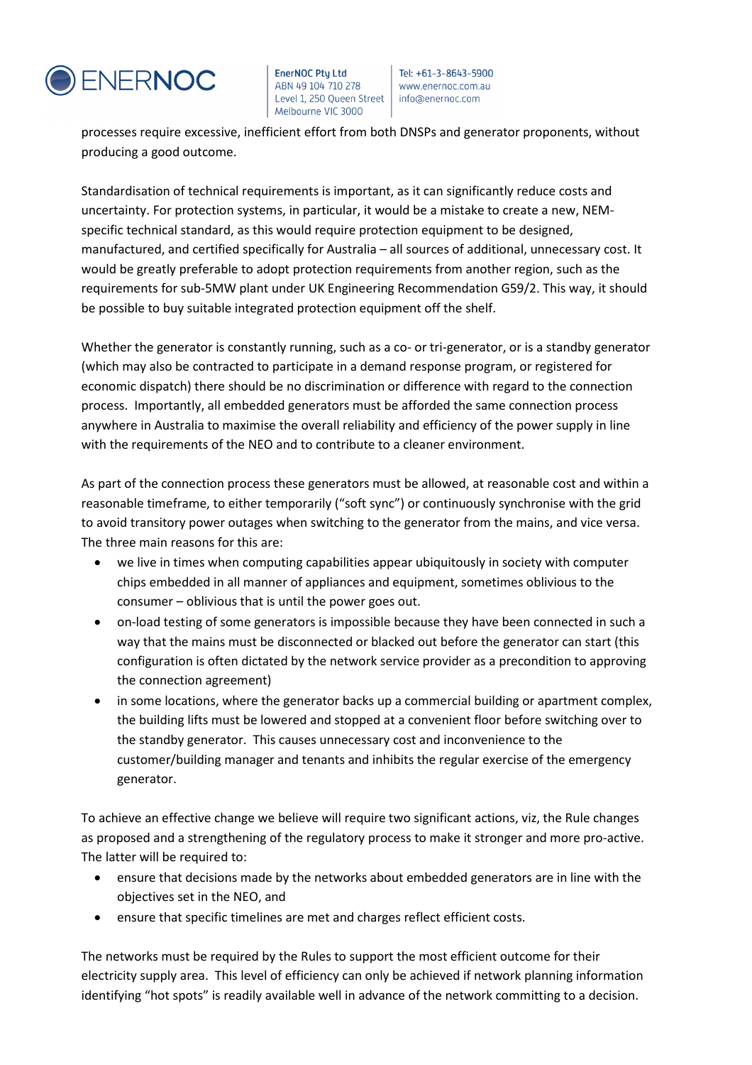processes require excessive, inefficient effort from both DNSPs and generator proponents, without producing a good outcome.

Standardisation of technical requirements is important, as it can significantly reduce costs and uncertainty. For protection systems, in particular, it would be a mistake to create a new, NEM-specific technical standard, as this would require protection equipment to be designed, manufactured, and certified specifically for Australia – all sources of additional, unnecessary cost. It would be greatly preferable to adopt protection requirements from another region, such as the requirements for sub-5MW plant under UK Engineering Recommendation G59/2. This way, it should be possible to buy suitable integrated protection equipment off the shelf.

Whether the generator is constantly running, such as a co- or tri-generator, or is a standby generator (which may also be contracted to participate in a demand response program, or registered for economic dispatch) there should be no discrimination or difference with regard to the connection process. Importantly, all embedded generators must be afforded the same connection process anywhere in Australia to maximise the overall reliability and efficiency of the power supply in line with the requirements of the NEO and to contribute to a cleaner environment.

As part of the connection process these generators must be allowed, at reasonable cost and within a reasonable timeframe, to either temporarily ("soft sync") or continuously synchronise with the grid to avoid transitory power outages when switching to the generator from the mains, and vice versa. The three main reasons for this are:

- we live in times when computing capabilities appear ubiquitously in society with computer chips embedded in all manner of appliances and equipment, sometimes oblivious to the consumer – oblivious that is until the power goes out.
- on-load testing of some generators is impossible because they have been connected in such a way that the mains must be disconnected or blacked out before the generator can start (this configuration is often dictated by the network service provider as a precondition to approving the connection agreement)
- in some locations, where the generator backs up a commercial building or apartment complex, the building lifts must be lowered and stopped at a convenient floor before switching over to the standby generator. This causes unnecessary cost and inconvenience to the customer/building manager and tenants and inhibits the regular exercise of the emergency generator.

To achieve an effective change we believe will require two significant actions, viz, the Rule changes as proposed and a strengthening of the regulatory process to make it stronger and more pro-active. The latter will be required to:

- ensure that decisions made by the networks about embedded generators are in line with the objectives set in the NEO, and
- ensure that specific timelines are met and charges reflect efficient costs.

The networks must be required by the Rules to support the most efficient outcome for their electricity supply area. This level of efficiency can only be achieved if network planning information identifying "hot spots" is readily available well in advance of the network committing to a decision.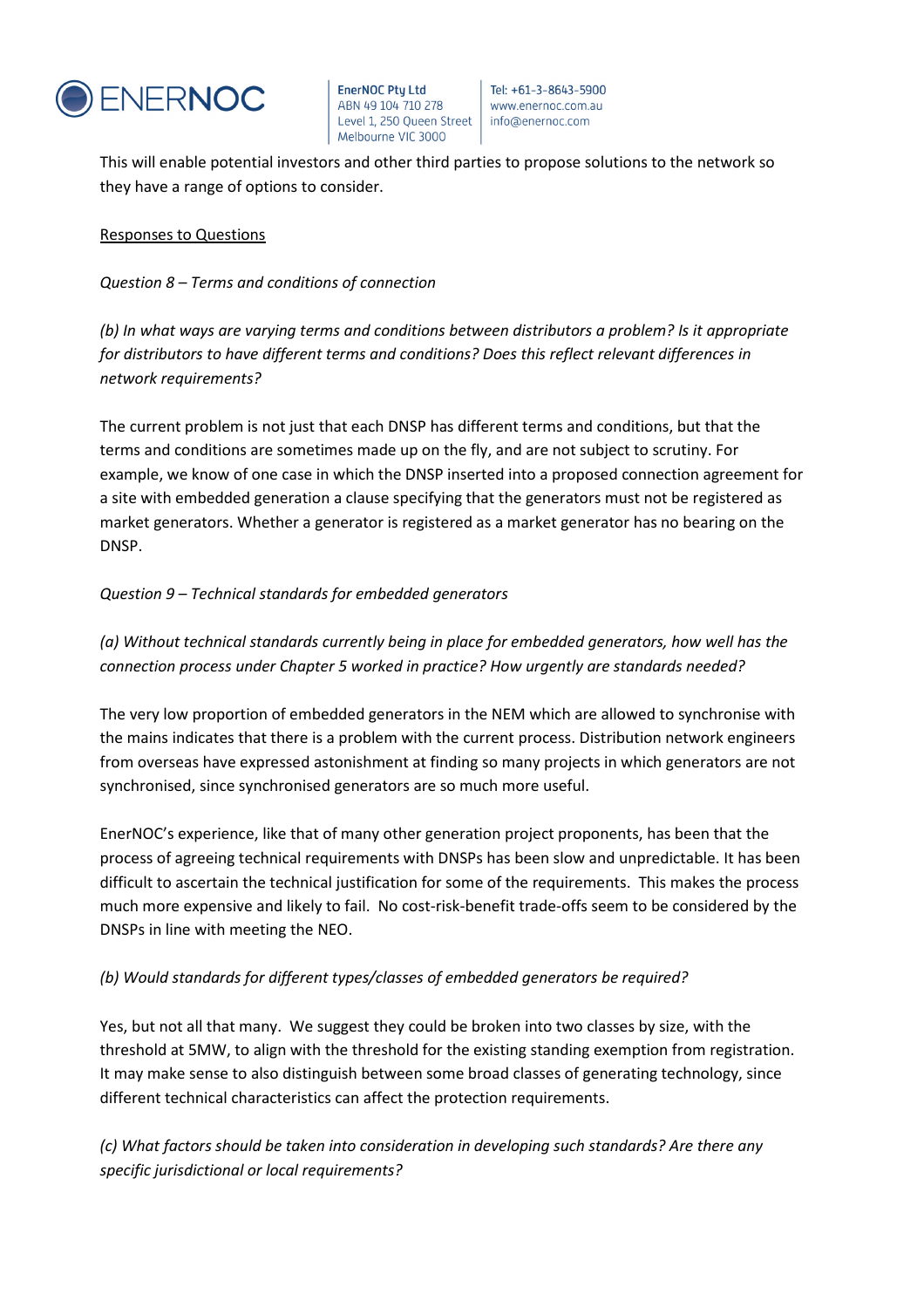This will enable potential investors and other third parties to propose solutions to the network so they have a range of options to consider.

<u>Responses to Questions</u>

*Question 8 – Terms and conditions of connection*

*(b) In what ways are varying terms and conditions between distributors a problem? Is it appropriate for distributors to have different terms and conditions? Does this reflect relevant differences in network requirements?*

The current problem is not just that each DNSP has different terms and conditions, but that the terms and conditions are sometimes made up on the fly, and are not subject to scrutiny. For example, we know of one case in which the DNSP inserted into a proposed connection agreement for a site with embedded generation a clause specifying that the generators must not be registered as market generators. Whether a generator is registered as a market generator has no bearing on the DNSP.

*Question 9 – Technical standards for embedded generators*

*(a) Without technical standards currently being in place for embedded generators, how well has the connection process under Chapter 5 worked in practice? How urgently are standards needed?*

The very low proportion of embedded generators in the NEM which are allowed to synchronise with the mains indicates that there is a problem with the current process. Distribution network engineers from overseas have expressed astonishment at finding so many projects in which generators are not synchronised, since synchronised generators are so much more useful.

EnerNOC's experience, like that of many other generation project proponents, has been that the process of agreeing technical requirements with DNSPs has been slow and unpredictable. It has been difficult to ascertain the technical justification for some of the requirements. This makes the process much more expensive and likely to fail. No cost-risk-benefit trade-offs seem to be considered by the DNSPs in line with meeting the NEO.

*(b) Would standards for different types/classes of embedded generators be required?*

Yes, but not all that many. We suggest they could be broken into two classes by size, with the threshold at 5MW, to align with the threshold for the existing standing exemption from registration. It may make sense to also distinguish between some broad classes of generating technology, since different technical characteristics can affect the protection requirements.

*(c) What factors should be taken into consideration in developing such standards? Are there any specific jurisdictional or local requirements?*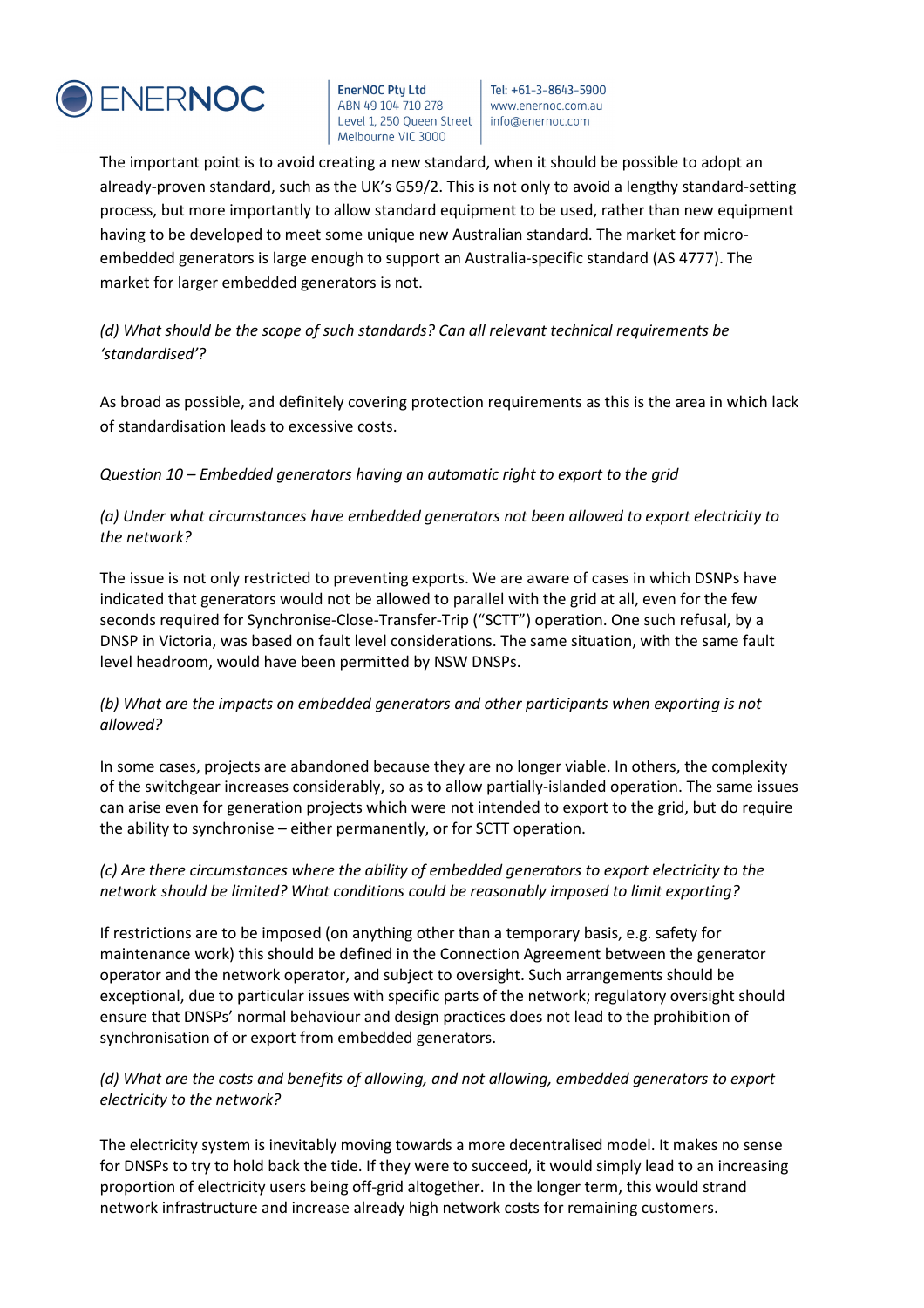The important point is to avoid creating a new standard, when it should be possible to adopt an already-proven standard, such as the UK's G59/2. This is not only to avoid a lengthy standard-setting process, but more importantly to allow standard equipment to be used, rather than new equipment having to be developed to meet some unique new Australian standard. The market for micro-embedded generators is large enough to support an Australia-specific standard (AS 4777). The market for larger embedded generators is not.

*(d) What should be the scope of such standards? Can all relevant technical requirements be 'standardised'?*

As broad as possible, and definitely covering protection requirements as this is the area in which lack of standardisation leads to excessive costs.

*Question 10 – Embedded generators having an automatic right to export to the grid*

*(a) Under what circumstances have embedded generators not been allowed to export electricity to the network?*

The issue is not only restricted to preventing exports. We are aware of cases in which DSNPs have indicated that generators would not be allowed to parallel with the grid at all, even for the few seconds required for Synchronise-Close-Transfer-Trip ("SCTT") operation. One such refusal, by a DNSP in Victoria, was based on fault level considerations. The same situation, with the same fault level headroom, would have been permitted by NSW DNSPs.

*(b) What are the impacts on embedded generators and other participants when exporting is not allowed?*

In some cases, projects are abandoned because they are no longer viable. In others, the complexity of the switchgear increases considerably, so as to allow partially-islanded operation. The same issues can arise even for generation projects which were not intended to export to the grid, but do require the ability to synchronise – either permanently, or for SCTT operation.

*(c) Are there circumstances where the ability of embedded generators to export electricity to the network should be limited? What conditions could be reasonably imposed to limit exporting?*

If restrictions are to be imposed (on anything other than a temporary basis, e.g. safety for maintenance work) this should be defined in the Connection Agreement between the generator operator and the network operator, and subject to oversight. Such arrangements should be exceptional, due to particular issues with specific parts of the network; regulatory oversight should ensure that DNSPs' normal behaviour and design practices does not lead to the prohibition of synchronisation of or export from embedded generators.

*(d) What are the costs and benefits of allowing, and not allowing, embedded generators to export electricity to the network?*

The electricity system is inevitably moving towards a more decentralised model. It makes no sense for DNSPs to try to hold back the tide. If they were to succeed, it would simply lead to an increasing proportion of electricity users being off-grid altogether. In the longer term, this would strand network infrastructure and increase already high network costs for remaining customers.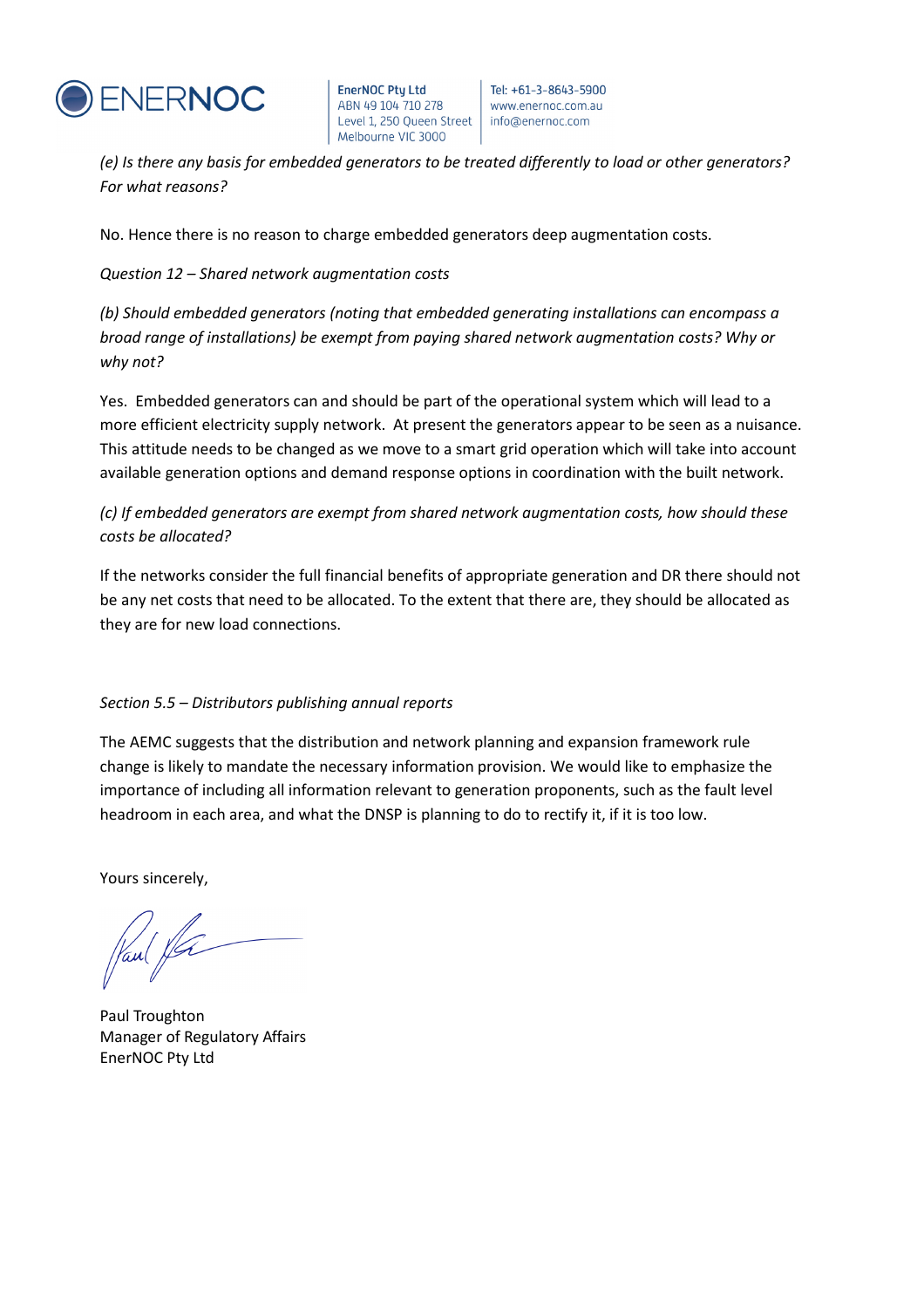*(e) Is there any basis for embedded generators to be treated differently to load or other generators? For what reasons?*

No. Hence there is no reason to charge embedded generators deep augmentation costs.

*Question 12 – Shared network augmentation costs*

*(b) Should embedded generators (noting that embedded generating installations can encompass a broad range of installations) be exempt from paying shared network augmentation costs? Why or why not?*

Yes. Embedded generators can and should be part of the operational system which will lead to a more efficient electricity supply network. At present the generators appear to be seen as a nuisance. This attitude needs to be changed as we move to a smart grid operation which will take into account available generation options and demand response options in coordination with the built network.

*(c) If embedded generators are exempt from shared network augmentation costs, how should these costs be allocated?*

If the networks consider the full financial benefits of appropriate generation and DR there should not be any net costs that need to be allocated. To the extent that there are, they should be allocated as they are for new load connections.

*Section 5.5 – Distributors publishing annual reports*

The AEMC suggests that the distribution and network planning and expansion framework rule change is likely to mandate the necessary information provision. We would like to emphasize the importance of including all information relevant to generation proponents, such as the fault level headroom in each area, and what the DNSP is planning to do to rectify it, if it is too low.

Yours sincerely,

Paul Troughton  
Manager of Regulatory Affairs  
EnerNOC Pty Ltd